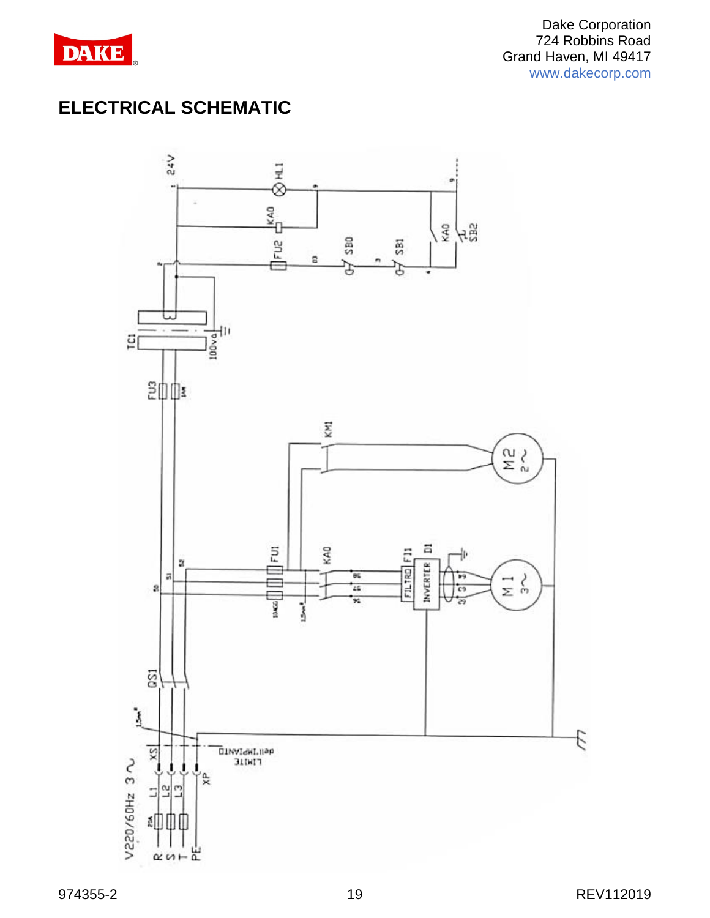Dake Corporation
724 Robbins Road
Grand Haven, MI 49417
www.dakecorp.com

# ELECTRICAL SCHEMATIC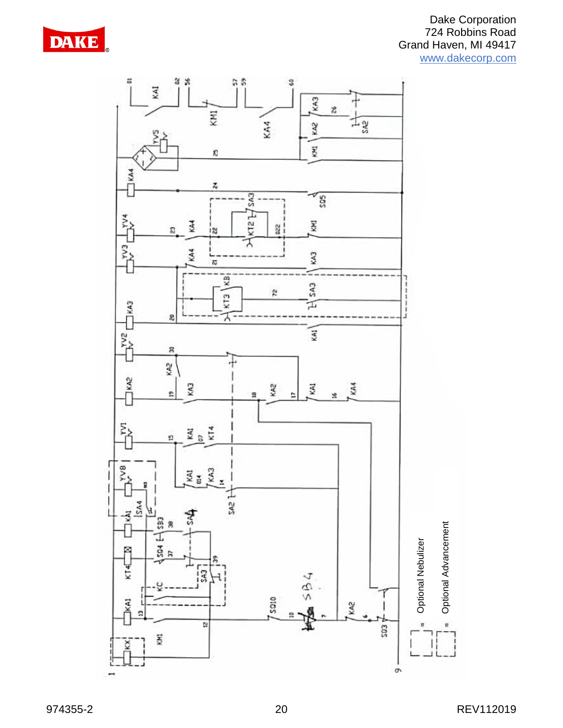= Optional Nebulizer

= Optional Advancement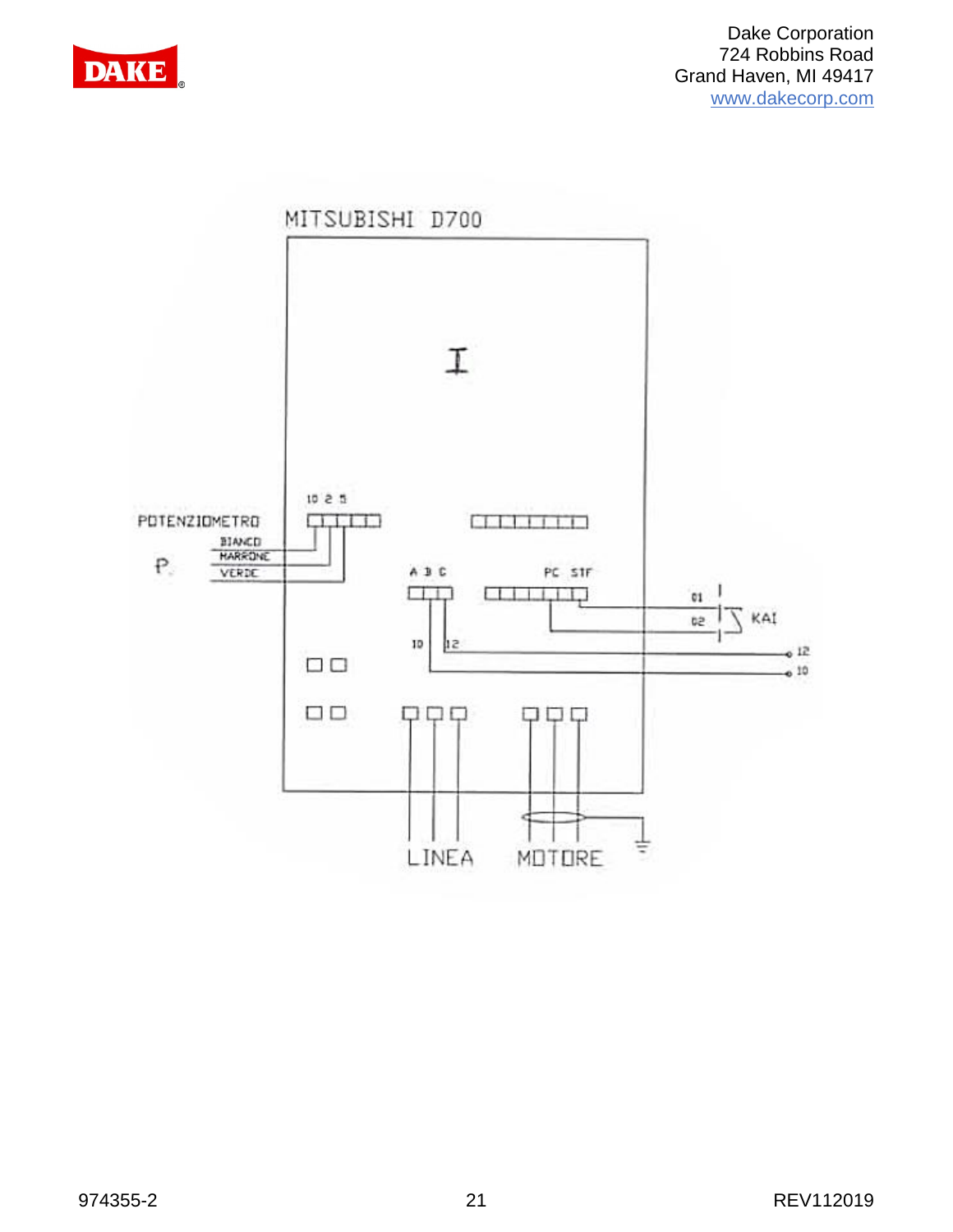MITSUBISHI D700

POTENZIOMETRO

P.

BIANCO

MARRONE

VERDE

10 2 5

A B C

PC STF

01

02

KA1

10

12

12

10

LINEA

MOTORE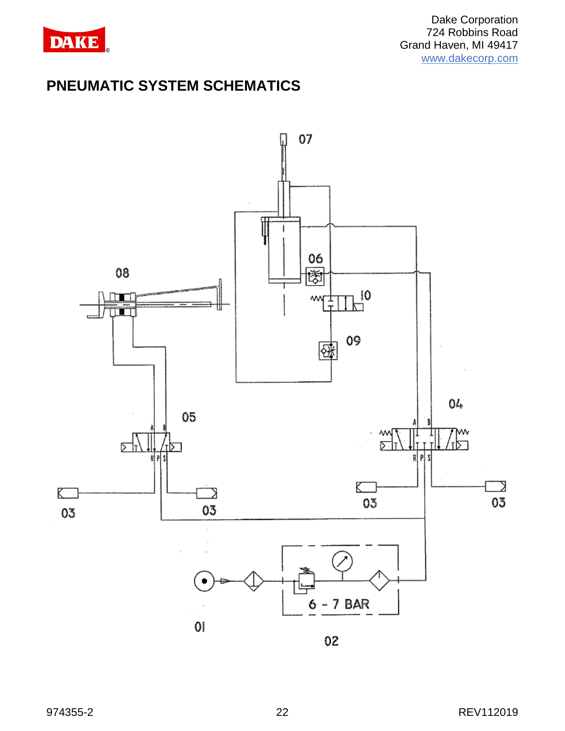# PNEUMATIC SYSTEM SCHEMATICS

07

08

06

10

09

05

04

03

03

03

03

6 - 7 BAR

01

02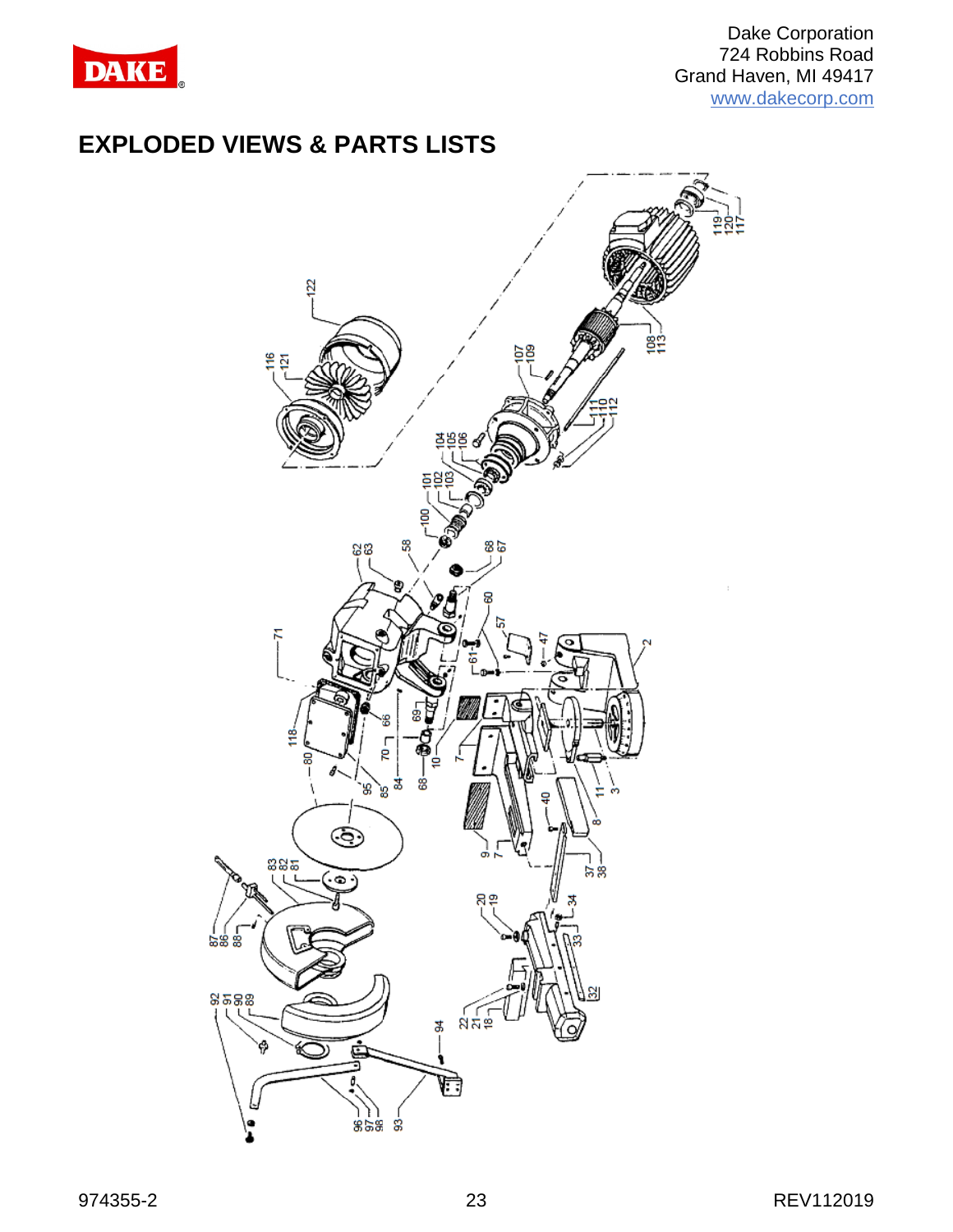## EXPLODED VIEWS & PARTS LISTS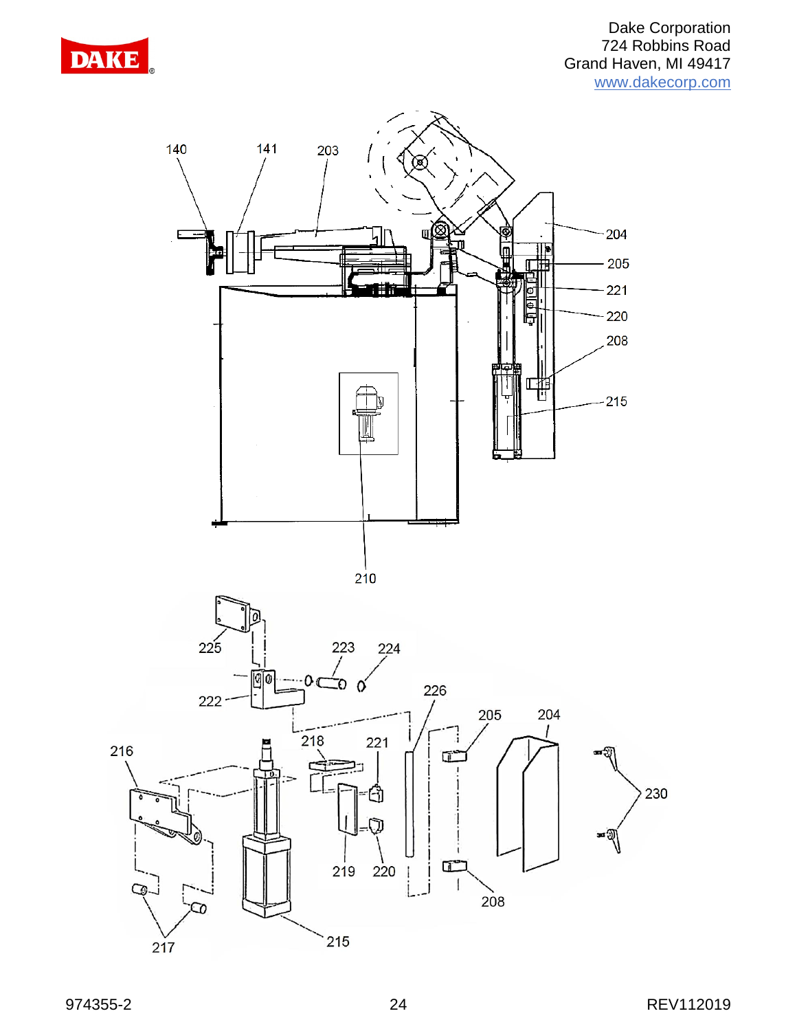140 141 203

204

205

221

220

208

215

210

225

223 224

222

226

205 204

216

218

221

230

219 220

208

217

215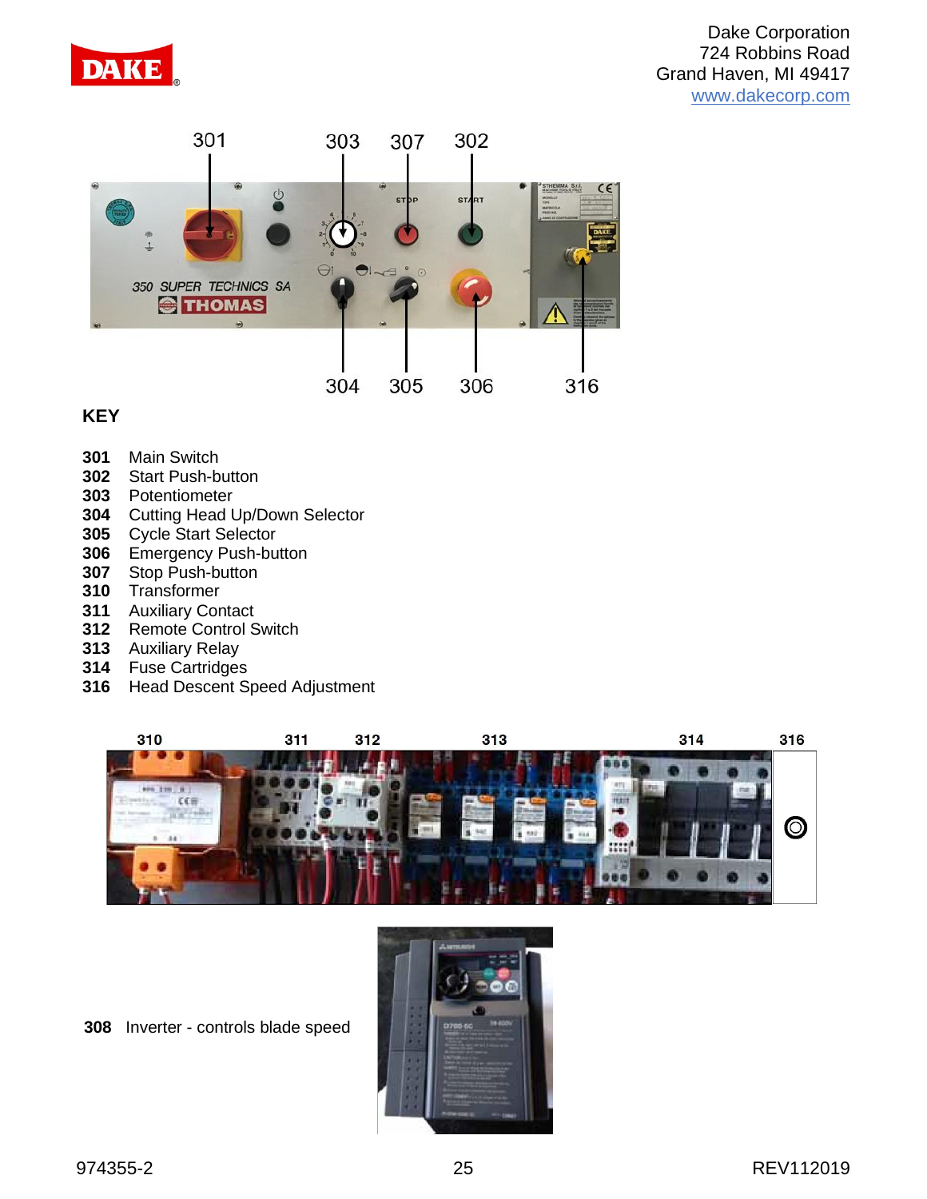## KEY

**301** Main Switch
**302** Start Push-button
**303** Potentiometer
**304** Cutting Head Up/Down Selector
**305** Cycle Start Selector
**306** Emergency Push-button
**307** Stop Push-button
**310** Transformer
**311** Auxiliary Contact
**312** Remote Control Switch
**313** Auxiliary Relay
**314** Fuse Cartridges
**316** Head Descent Speed Adjustment

**308** Inverter - controls blade speed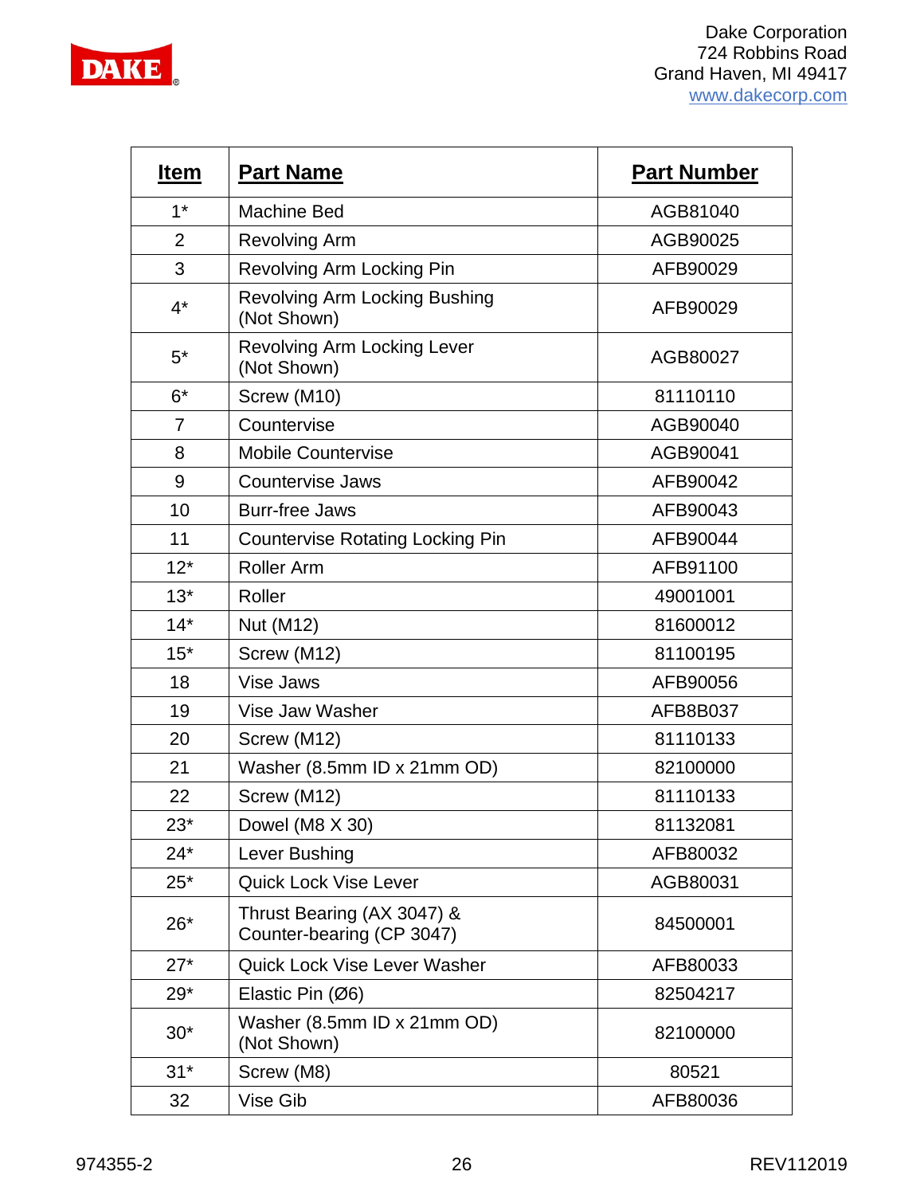| Item | Part Name | Part Number |
|---|---|---|
| 1* | Machine Bed | AGB81040 |
| 2 | Revolving Arm | AGB90025 |
| 3 | Revolving Arm Locking Pin | AFB90029 |
| 4* | Revolving Arm Locking Bushing (Not Shown) | AFB90029 |
| 5* | Revolving Arm Locking Lever (Not Shown) | AGB80027 |
| 6* | Screw (M10) | 81110110 |
| 7 | Countervise | AGB90040 |
| 8 | Mobile Countervise | AGB90041 |
| 9 | Countervise Jaws | AFB90042 |
| 10 | Burr-free Jaws | AFB90043 |
| 11 | Countervise Rotating Locking Pin | AFB90044 |
| 12* | Roller Arm | AFB91100 |
| 13* | Roller | 49001001 |
| 14* | Nut (M12) | 81600012 |
| 15* | Screw (M12) | 81100195 |
| 18 | Vise Jaws | AFB90056 |
| 19 | Vise Jaw Washer | AFB8B037 |
| 20 | Screw (M12) | 81110133 |
| 21 | Washer (8.5mm ID x 21mm OD) | 82100000 |
| 22 | Screw (M12) | 81110133 |
| 23* | Dowel (M8 X 30) | 81132081 |
| 24* | Lever Bushing | AFB80032 |
| 25* | Quick Lock Vise Lever | AGB80031 |
| 26* | Thrust Bearing (AX 3047) & Counter-bearing (CP 3047) | 84500001 |
| 27* | Quick Lock Vise Lever Washer | AFB80033 |
| 29* | Elastic Pin (Ø6) | 82504217 |
| 30* | Washer (8.5mm ID x 21mm OD) (Not Shown) | 82100000 |
| 31* | Screw (M8) | 80521 |
| 32 | Vise Gib | AFB80036 |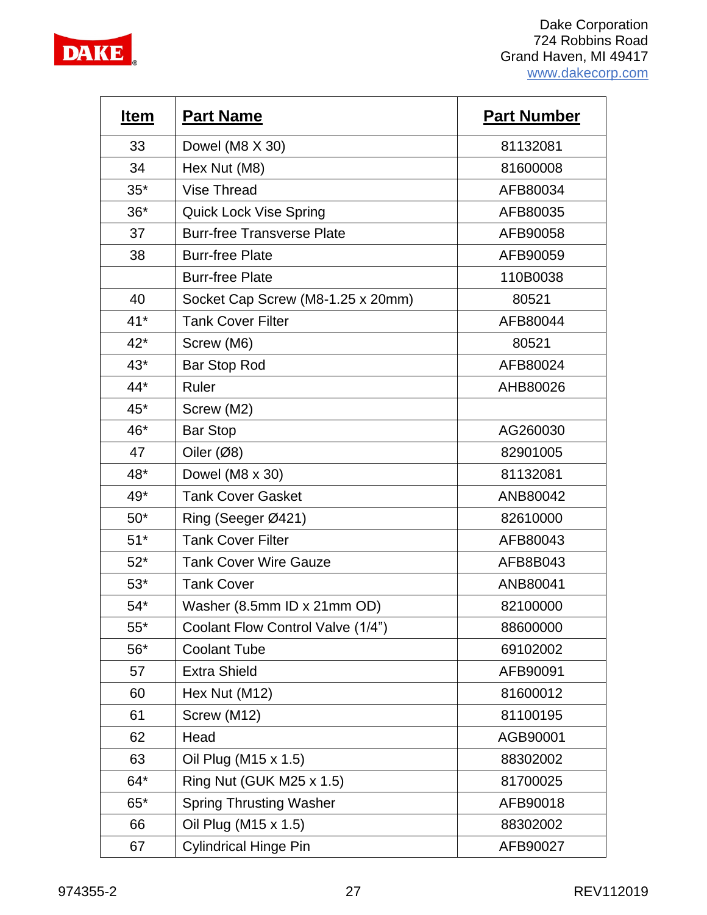| Item | Part Name | Part Number |
|---|---|---|
| 33 | Dowel (M8 X 30) | 81132081 |
| 34 | Hex Nut (M8) | 81600008 |
| 35* | Vise Thread | AFB80034 |
| 36* | Quick Lock Vise Spring | AFB80035 |
| 37 | Burr-free Transverse Plate | AFB90058 |
| 38 | Burr-free Plate | AFB90059 |
| | Burr-free Plate | 110B0038 |
| 40 | Socket Cap Screw (M8-1.25 x 20mm) | 80521 |
| 41* | Tank Cover Filter | AFB80044 |
| 42* | Screw (M6) | 80521 |
| 43* | Bar Stop Rod | AFB80024 |
| 44* | Ruler | AHB80026 |
| 45* | Screw (M2) | |
| 46* | Bar Stop | AG260030 |
| 47 | Oiler (Ø8) | 82901005 |
| 48* | Dowel (M8 x 30) | 81132081 |
| 49* | Tank Cover Gasket | ANB80042 |
| 50* | Ring (Seeger Ø421) | 82610000 |
| 51* | Tank Cover Filter | AFB80043 |
| 52* | Tank Cover Wire Gauze | AFB8B043 |
| 53* | Tank Cover | ANB80041 |
| 54* | Washer (8.5mm ID x 21mm OD) | 82100000 |
| 55* | Coolant Flow Control Valve (1/4”) | 88600000 |
| 56* | Coolant Tube | 69102002 |
| 57 | Extra Shield | AFB90091 |
| 60 | Hex Nut (M12) | 81600012 |
| 61 | Screw (M12) | 81100195 |
| 62 | Head | AGB90001 |
| 63 | Oil Plug (M15 x 1.5) | 88302002 |
| 64* | Ring Nut (GUK M25 x 1.5) | 81700025 |
| 65* | Spring Thrusting Washer | AFB90018 |
| 66 | Oil Plug (M15 x 1.5) | 88302002 |
| 67 | Cylindrical Hinge Pin | AFB90027 |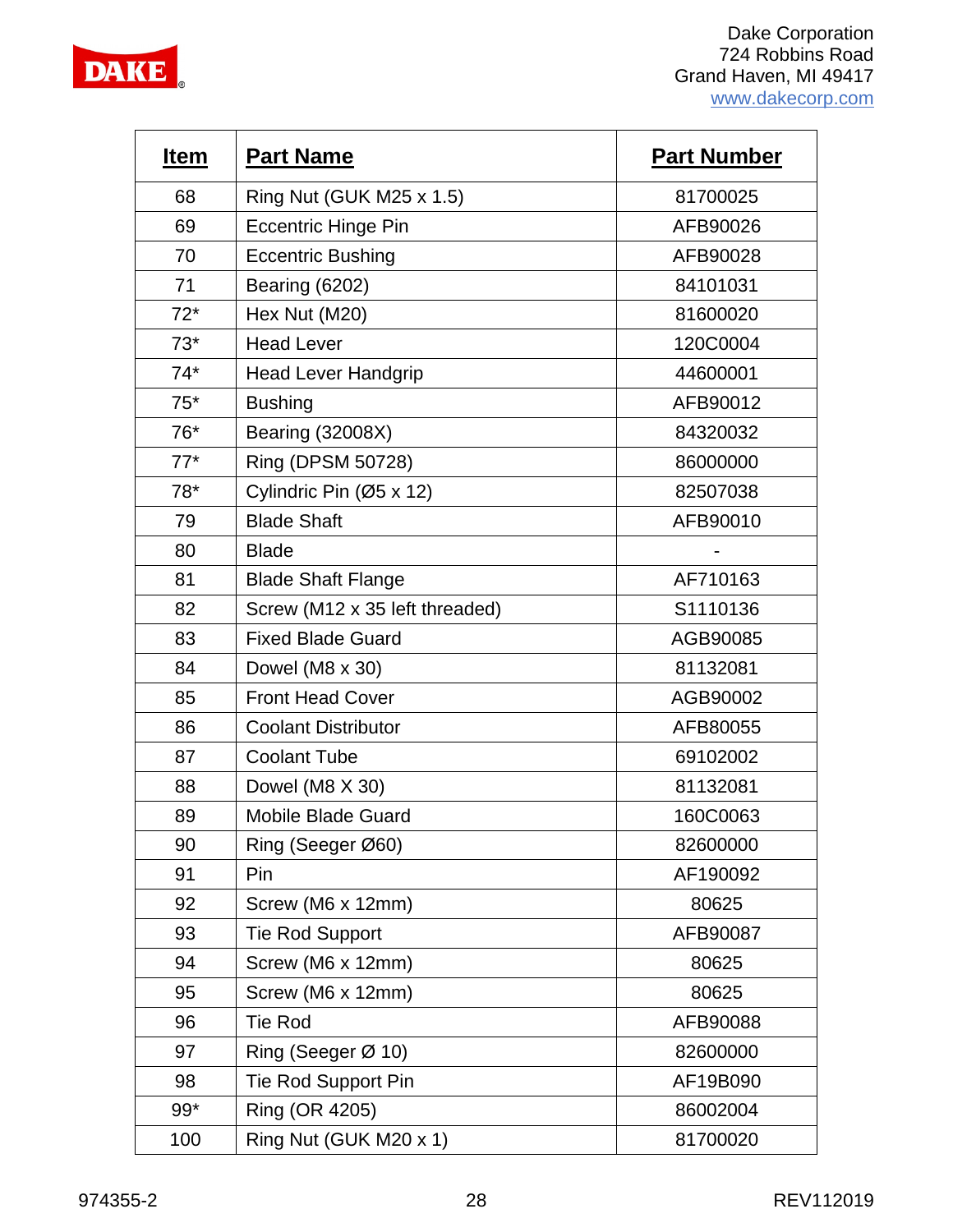Dake Corporation
724 Robbins Road
Grand Haven, MI 49417
www.dakecorp.com

| Item | Part Name | Part Number |
|---|---|---|
| 68 | Ring Nut (GUK M25 x 1.5) | 81700025 |
| 69 | Eccentric Hinge Pin | AFB90026 |
| 70 | Eccentric Bushing | AFB90028 |
| 71 | Bearing (6202) | 84101031 |
| 72* | Hex Nut (M20) | 81600020 |
| 73* | Head Lever | 120C0004 |
| 74* | Head Lever Handgrip | 44600001 |
| 75* | Bushing | AFB90012 |
| 76* | Bearing (32008X) | 84320032 |
| 77* | Ring (DPSM 50728) | 86000000 |
| 78* | Cylindric Pin (Ø5 x 12) | 82507038 |
| 79 | Blade Shaft | AFB90010 |
| 80 | Blade | - |
| 81 | Blade Shaft Flange | AF710163 |
| 82 | Screw (M12 x 35 left threaded) | S1110136 |
| 83 | Fixed Blade Guard | AGB90085 |
| 84 | Dowel (M8 x 30) | 81132081 |
| 85 | Front Head Cover | AGB90002 |
| 86 | Coolant Distributor | AFB80055 |
| 87 | Coolant Tube | 69102002 |
| 88 | Dowel (M8 X 30) | 81132081 |
| 89 | Mobile Blade Guard | 160C0063 |
| 90 | Ring (Seeger Ø60) | 82600000 |
| 91 | Pin | AF190092 |
| 92 | Screw (M6 x 12mm) | 80625 |
| 93 | Tie Rod Support | AFB90087 |
| 94 | Screw (M6 x 12mm) | 80625 |
| 95 | Screw (M6 x 12mm) | 80625 |
| 96 | Tie Rod | AFB90088 |
| 97 | Ring (Seeger Ø 10) | 82600000 |
| 98 | Tie Rod Support Pin | AF19B090 |
| 99* | Ring (OR 4205) | 86002004 |
| 100 | Ring Nut (GUK M20 x 1) | 81700020 |

974355-2 REV112019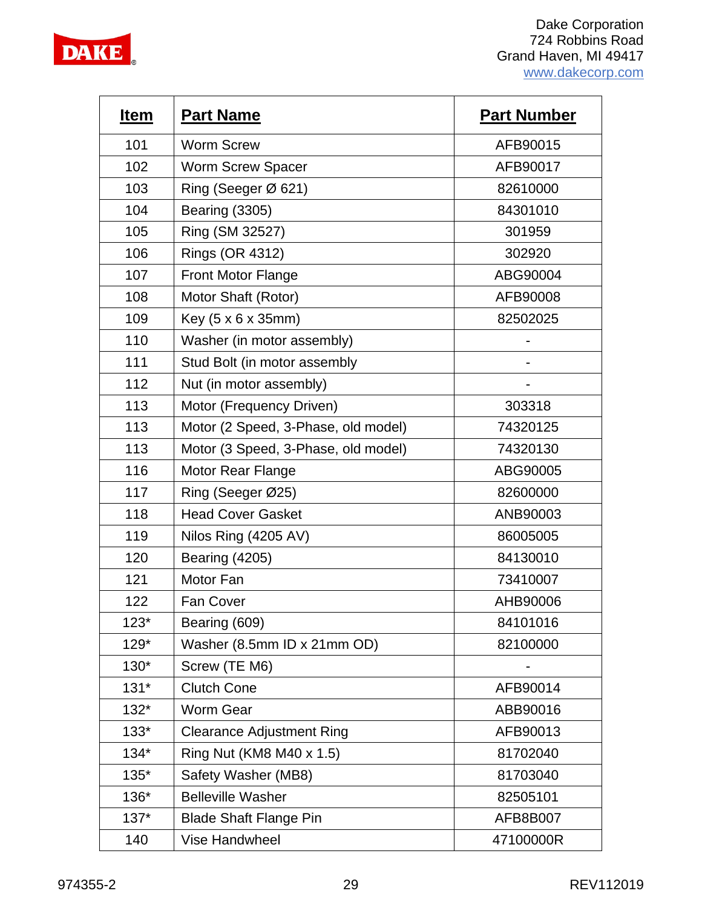| Item | Part Name | Part Number |
|---|---|---|
| 101 | Worm Screw | AFB90015 |
| 102 | Worm Screw Spacer | AFB90017 |
| 103 | Ring (Seeger Ø 621) | 82610000 |
| 104 | Bearing (3305) | 84301010 |
| 105 | Ring (SM 32527) | 301959 |
| 106 | Rings (OR 4312) | 302920 |
| 107 | Front Motor Flange | ABG90004 |
| 108 | Motor Shaft (Rotor) | AFB90008 |
| 109 | Key (5 x 6 x 35mm) | 82502025 |
| 110 | Washer (in motor assembly) | - |
| 111 | Stud Bolt (in motor assembly | - |
| 112 | Nut (in motor assembly) | - |
| 113 | Motor (Frequency Driven) | 303318 |
| 113 | Motor (2 Speed, 3-Phase, old model) | 74320125 |
| 113 | Motor (3 Speed, 3-Phase, old model) | 74320130 |
| 116 | Motor Rear Flange | ABG90005 |
| 117 | Ring (Seeger Ø25) | 82600000 |
| 118 | Head Cover Gasket | ANB90003 |
| 119 | Nilos Ring (4205 AV) | 86005005 |
| 120 | Bearing (4205) | 84130010 |
| 121 | Motor Fan | 73410007 |
| 122 | Fan Cover | AHB90006 |
| 123* | Bearing (609) | 84101016 |
| 129* | Washer (8.5mm ID x 21mm OD) | 82100000 |
| 130* | Screw (TE M6) | - |
| 131* | Clutch Cone | AFB90014 |
| 132* | Worm Gear | ABB90016 |
| 133* | Clearance Adjustment Ring | AFB90013 |
| 134* | Ring Nut (KM8 M40 x 1.5) | 81702040 |
| 135* | Safety Washer (MB8) | 81703040 |
| 136* | Belleville Washer | 82505101 |
| 137* | Blade Shaft Flange Pin | AFB8B007 |
| 140 | Vise Handwheel | 47100000R |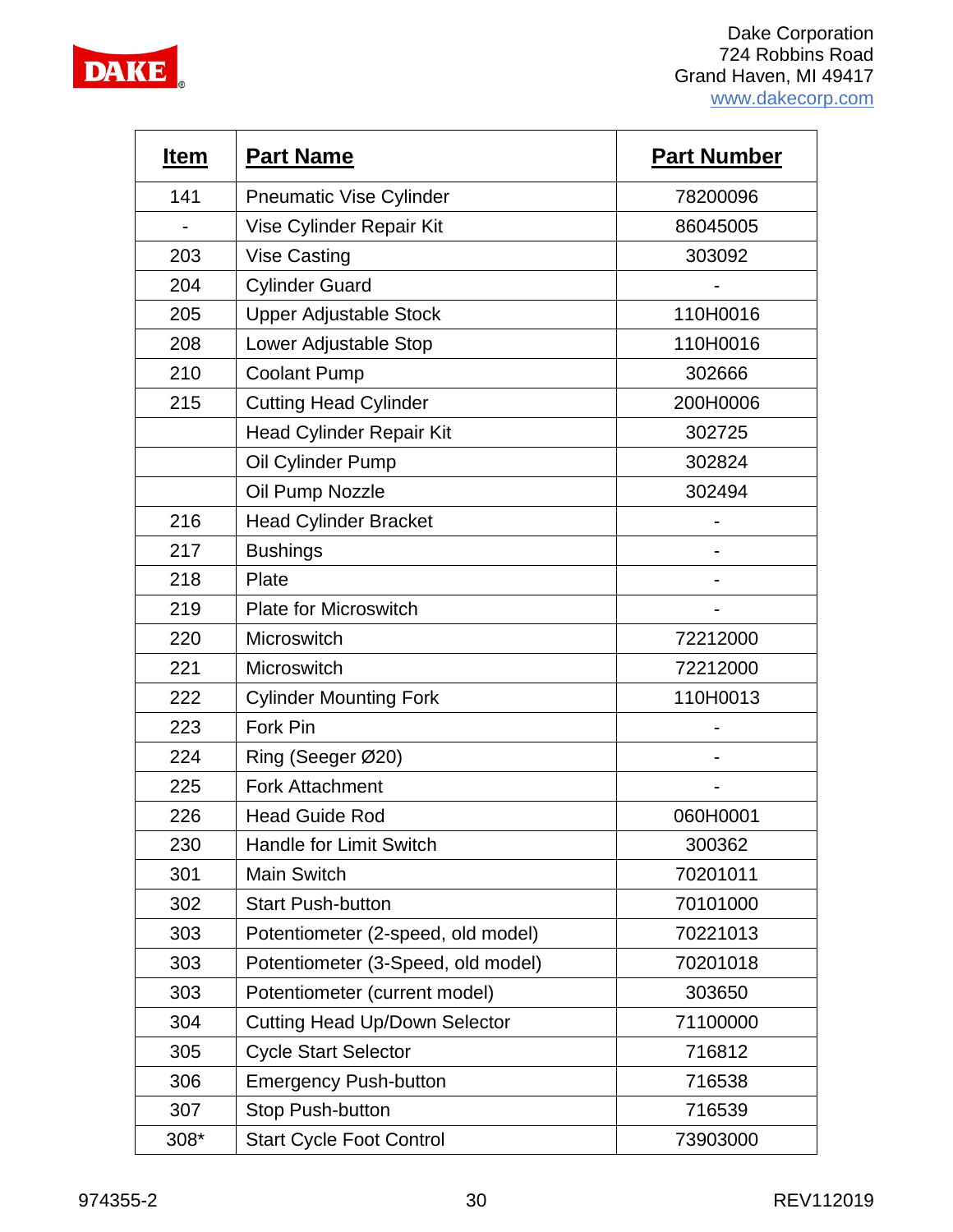| Item | Part Name | Part Number |
|---|---|---|
| 141 | Pneumatic Vise Cylinder | 78200096 |
| - | Vise Cylinder Repair Kit | 86045005 |
| 203 | Vise Casting | 303092 |
| 204 | Cylinder Guard | - |
| 205 | Upper Adjustable Stock | 110H0016 |
| 208 | Lower Adjustable Stop | 110H0016 |
| 210 | Coolant Pump | 302666 |
| 215 | Cutting Head Cylinder | 200H0006 |
| | Head Cylinder Repair Kit | 302725 |
| | Oil Cylinder Pump | 302824 |
| | Oil Pump Nozzle | 302494 |
| 216 | Head Cylinder Bracket | - |
| 217 | Bushings | - |
| 218 | Plate | - |
| 219 | Plate for Microswitch | - |
| 220 | Microswitch | 72212000 |
| 221 | Microswitch | 72212000 |
| 222 | Cylinder Mounting Fork | 110H0013 |
| 223 | Fork Pin | - |
| 224 | Ring (Seeger Ø20) | - |
| 225 | Fork Attachment | - |
| 226 | Head Guide Rod | 060H0001 |
| 230 | Handle for Limit Switch | 300362 |
| 301 | Main Switch | 70201011 |
| 302 | Start Push-button | 70101000 |
| 303 | Potentiometer (2-speed, old model) | 70221013 |
| 303 | Potentiometer (3-Speed, old model) | 70201018 |
| 303 | Potentiometer (current model) | 303650 |
| 304 | Cutting Head Up/Down Selector | 71100000 |
| 305 | Cycle Start Selector | 716812 |
| 306 | Emergency Push-button | 716538 |
| 307 | Stop Push-button | 716539 |
| 308* | Start Cycle Foot Control | 73903000 |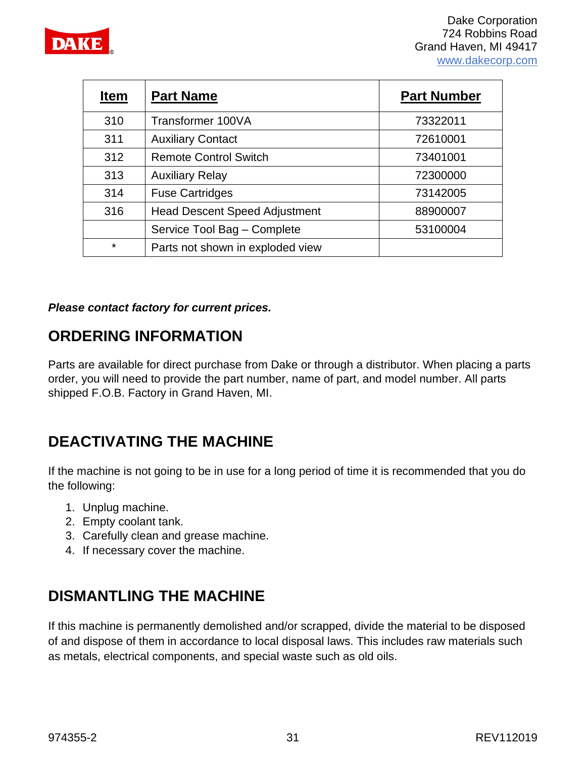| Item | Part Name | Part Number |
|---|---|---|
| 310 | Transformer 100VA | 73322011 |
| 311 | Auxiliary Contact | 72610001 |
| 312 | Remote Control Switch | 73401001 |
| 313 | Auxiliary Relay | 72300000 |
| 314 | Fuse Cartridges | 73142005 |
| 316 | Head Descent Speed Adjustment | 88900007 |
| | Service Tool Bag – Complete | 53100004 |
| * | Parts not shown in exploded view | |

***Please contact factory for current prices.***

## ORDERING INFORMATION

Parts are available for direct purchase from Dake or through a distributor. When placing a parts order, you will need to provide the part number, name of part, and model number. All parts shipped F.O.B. Factory in Grand Haven, MI.

## DEACTIVATING THE MACHINE

If the machine is not going to be in use for a long period of time it is recommended that you do the following:

1. Unplug machine.
2. Empty coolant tank.
3. Carefully clean and grease machine.
4. If necessary cover the machine.

## DISMANTLING THE MACHINE

If this machine is permanently demolished and/or scrapped, divide the material to be disposed of and dispose of them in accordance to local disposal laws. This includes raw materials such as metals, electrical components, and special waste such as old oils.